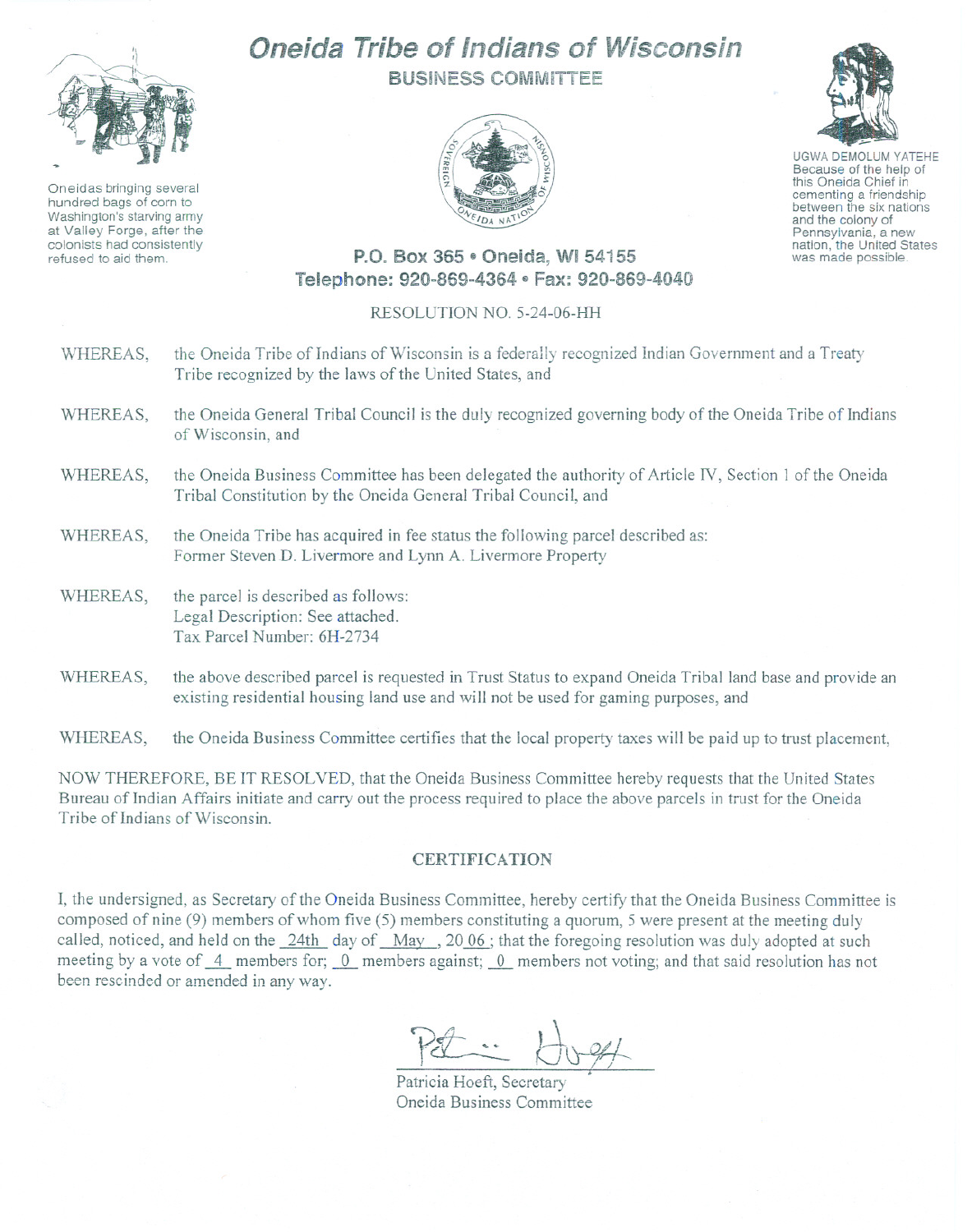# Oneida Tribe of Indians of Wisconsin

## BUSINESS COMMITTEE

Oneidas bringing several hundred bags of corn to Washington's starving army at Valley Forge, after the colonists had consistently refused to aid them.

UGWA DEMOLUM YATEHE
Because of the help of this Oneida Chief in cementing a friendship between the six nations and the colony of Pennsylvania, a new nation, the United States was made possible.

**P.O. Box 365 • Oneida, WI 54155**
**Telephone: 920-869-4364 • Fax: 920-869-4040**

RESOLUTION NO. 5-24-06-HH

WHEREAS, the Oneida Tribe of Indians of Wisconsin is a federally recognized Indian Government and a Treaty Tribe recognized by the laws of the United States, and

WHEREAS, the Oneida General Tribal Council is the duly recognized governing body of the Oneida Tribe of Indians of Wisconsin, and

WHEREAS, the Oneida Business Committee has been delegated the authority of Article IV, Section 1 of the Oneida Tribal Constitution by the Oneida General Tribal Council, and

WHEREAS, the Oneida Tribe has acquired in fee status the following parcel described as:
Former Steven D. Livermore and Lynn A. Livermore Property

WHEREAS, the parcel is described as follows:
Legal Description: See attached.
Tax Parcel Number: 6H-2734

WHEREAS, the above described parcel is requested in Trust Status to expand Oneida Tribal land base and provide an existing residential housing land use and will not be used for gaming purposes, and

WHEREAS, the Oneida Business Committee certifies that the local property taxes will be paid up to trust placement,

NOW THEREFORE, BE IT RESOLVED, that the Oneida Business Committee hereby requests that the United States Bureau of Indian Affairs initiate and carry out the process required to place the above parcels in trust for the Oneida Tribe of Indians of Wisconsin.

### CERTIFICATION

I, the undersigned, as Secretary of the Oneida Business Committee, hereby certify that the Oneida Business Committee is composed of nine (9) members of whom five (5) members constituting a quorum, 5 were present at the meeting duly called, noticed, and held on the 24th day of May, 2006; that the foregoing resolution was duly adopted at such meeting by a vote of 4 members for; 0 members against; 0 members not voting; and that said resolution has not been rescinded or amended in any way.

Patricia Hoeft, Secretary
Oneida Business Committee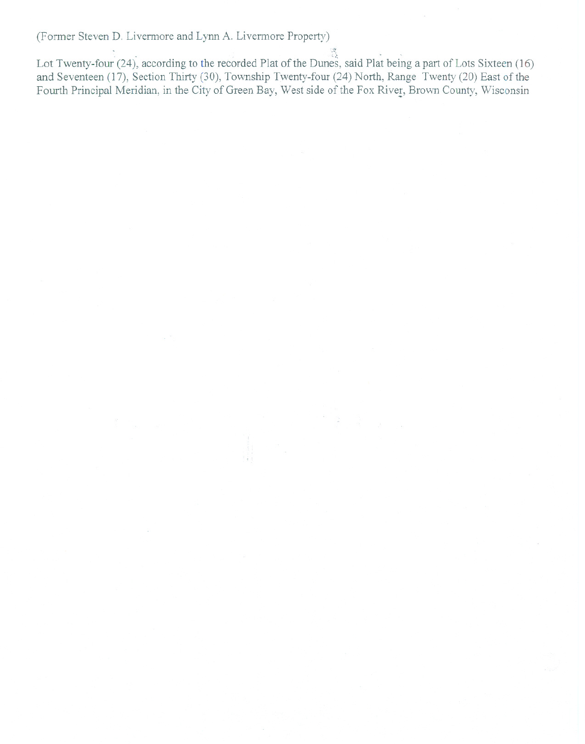(Former Steven D. Livermore and Lynn A. Livermore Property)

Lot Twenty-four (24), according to the recorded Plat of the Dunes, said Plat being a part of Lots Sixteen (16) and Seventeen (17), Section Thirty (30), Township Twenty-four (24) North, Range Twenty (20) East of the Fourth Principal Meridian, in the City of Green Bay, West side of the Fox River, Brown County, Wisconsin